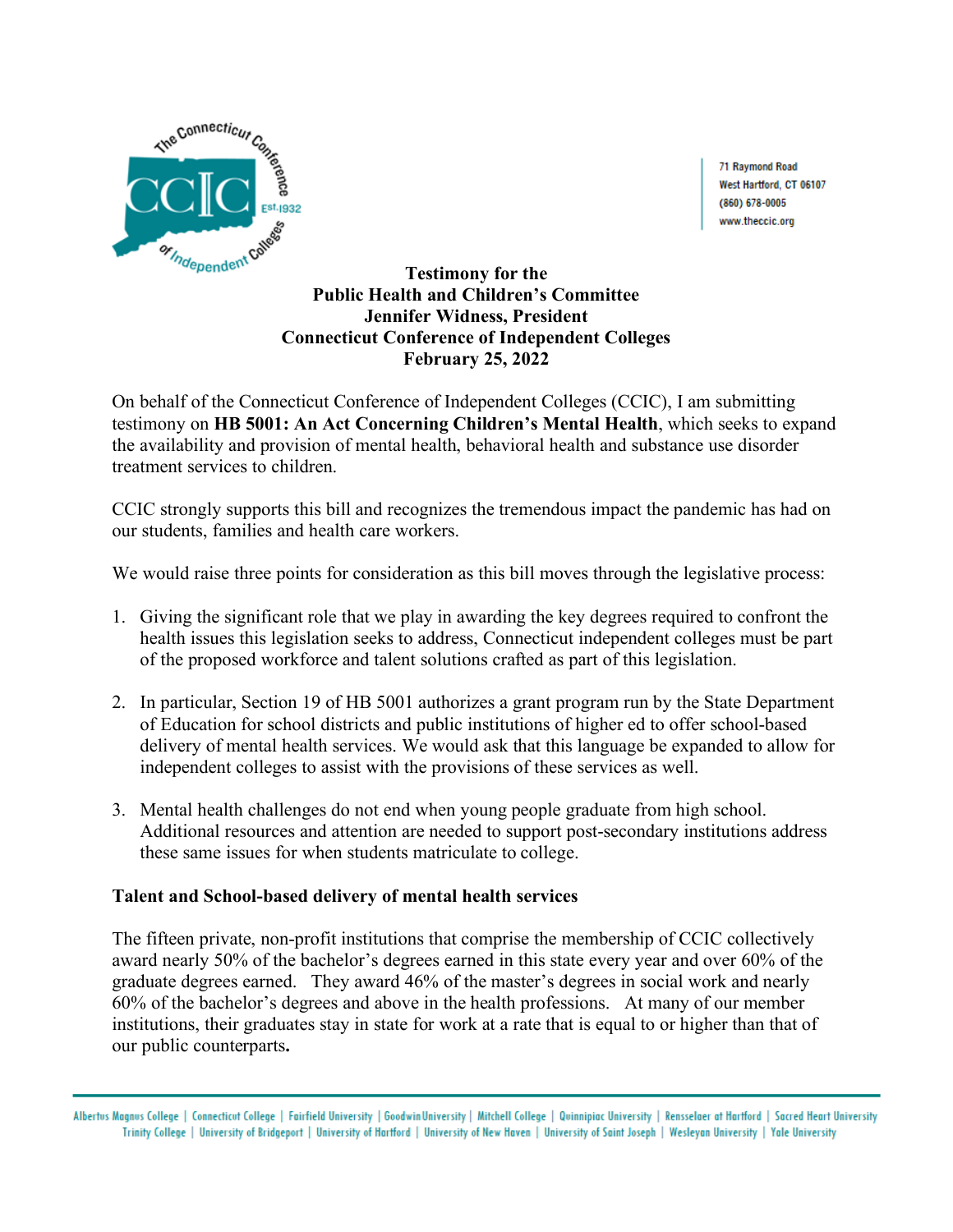71 Raymond Road
West Hartford, CT 06107
(860) 678-0005
www.theccic.org

**Testimony for the**
**Public Health and Children's Committee**
**Jennifer Widness, President**
**Connecticut Conference of Independent Colleges**
**February 25, 2022**

On behalf of the Connecticut Conference of Independent Colleges (CCIC), I am submitting testimony on **HB 5001: An Act Concerning Children's Mental Health**, which seeks to expand the availability and provision of mental health, behavioral health and substance use disorder treatment services to children.

CCIC strongly supports this bill and recognizes the tremendous impact the pandemic has had on our students, families and health care workers.

We would raise three points for consideration as this bill moves through the legislative process:

1. Giving the significant role that we play in awarding the key degrees required to confront the health issues this legislation seeks to address, Connecticut independent colleges must be part of the proposed workforce and talent solutions crafted as part of this legislation.

2. In particular, Section 19 of HB 5001 authorizes a grant program run by the State Department of Education for school districts and public institutions of higher ed to offer school-based delivery of mental health services. We would ask that this language be expanded to allow for independent colleges to assist with the provisions of these services as well.

3. Mental health challenges do not end when young people graduate from high school. Additional resources and attention are needed to support post-secondary institutions address these same issues for when students matriculate to college.

**Talent and School-based delivery of mental health services**

The fifteen private, non-profit institutions that comprise the membership of CCIC collectively award nearly 50% of the bachelor's degrees earned in this state every year and over 60% of the graduate degrees earned. They award 46% of the master's degrees in social work and nearly 60% of the bachelor's degrees and above in the health professions. At many of our member institutions, their graduates stay in state for work at a rate that is equal to or higher than that of our public counterparts**.**

Albertus Magnus College | Connecticut College | Fairfield University | Goodwin University | Mitchell College | Quinnipiac University | Rensselaer at Hartford | Sacred Heart University
Trinity College | University of Bridgeport | University of Hartford | University of New Haven | University of Saint Joseph | Wesleyan University | Yale University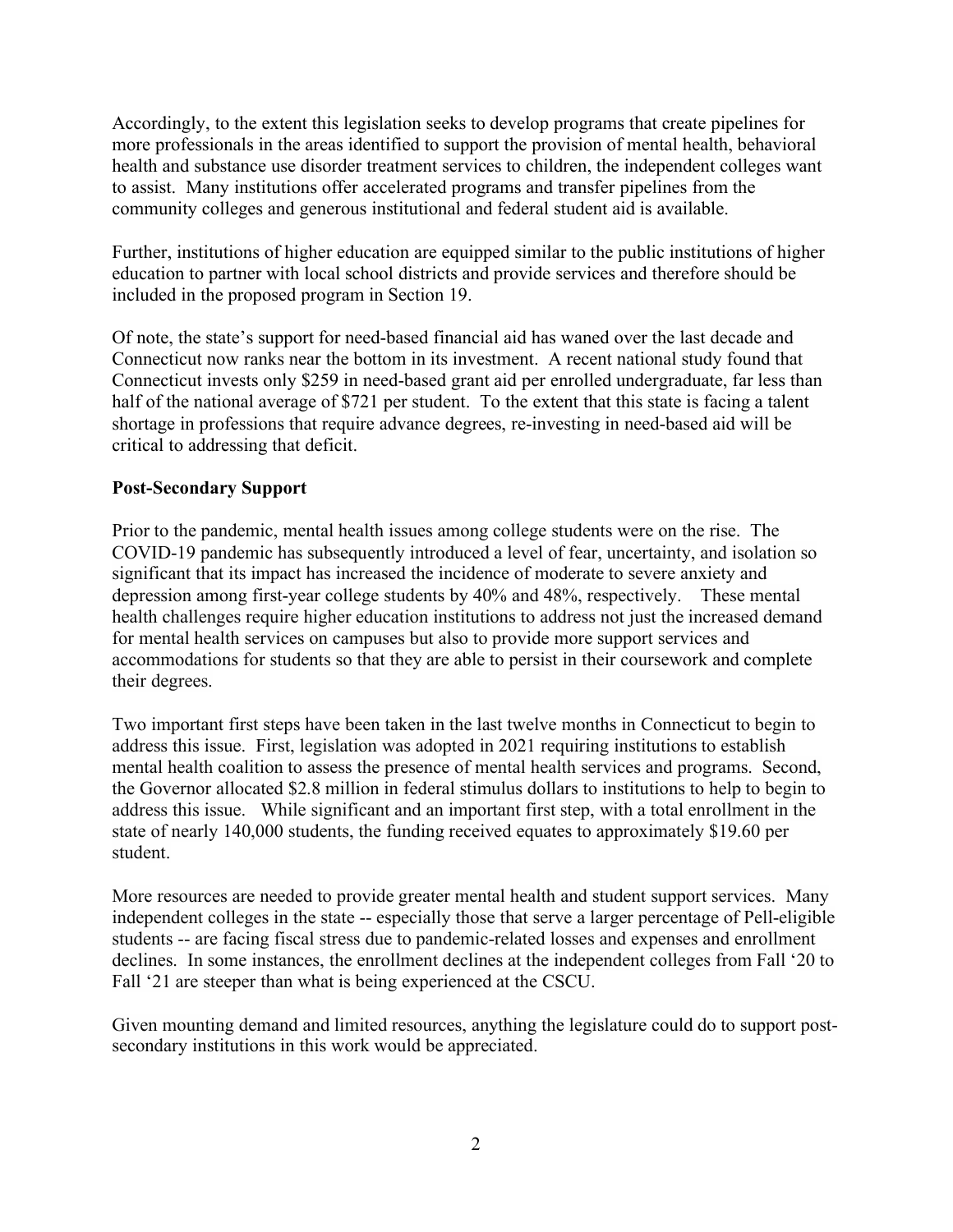Accordingly, to the extent this legislation seeks to develop programs that create pipelines for more professionals in the areas identified to support the provision of mental health, behavioral health and substance use disorder treatment services to children, the independent colleges want to assist. Many institutions offer accelerated programs and transfer pipelines from the community colleges and generous institutional and federal student aid is available.

Further, institutions of higher education are equipped similar to the public institutions of higher education to partner with local school districts and provide services and therefore should be included in the proposed program in Section 19.

Of note, the state's support for need-based financial aid has waned over the last decade and Connecticut now ranks near the bottom in its investment. A recent national study found that Connecticut invests only $259 in need-based grant aid per enrolled undergraduate, far less than half of the national average of $721 per student. To the extent that this state is facing a talent shortage in professions that require advance degrees, re-investing in need-based aid will be critical to addressing that deficit.

**Post-Secondary Support**

Prior to the pandemic, mental health issues among college students were on the rise. The COVID-19 pandemic has subsequently introduced a level of fear, uncertainty, and isolation so significant that its impact has increased the incidence of moderate to severe anxiety and depression among first-year college students by 40% and 48%, respectively. These mental health challenges require higher education institutions to address not just the increased demand for mental health services on campuses but also to provide more support services and accommodations for students so that they are able to persist in their coursework and complete their degrees.

Two important first steps have been taken in the last twelve months in Connecticut to begin to address this issue. First, legislation was adopted in 2021 requiring institutions to establish mental health coalition to assess the presence of mental health services and programs. Second, the Governor allocated $2.8 million in federal stimulus dollars to institutions to help to begin to address this issue. While significant and an important first step, with a total enrollment in the state of nearly 140,000 students, the funding received equates to approximately $19.60 per student.

More resources are needed to provide greater mental health and student support services. Many independent colleges in the state -- especially those that serve a larger percentage of Pell-eligible students -- are facing fiscal stress due to pandemic-related losses and expenses and enrollment declines. In some instances, the enrollment declines at the independent colleges from Fall '20 to Fall '21 are steeper than what is being experienced at the CSCU.

Given mounting demand and limited resources, anything the legislature could do to support post-secondary institutions in this work would be appreciated.